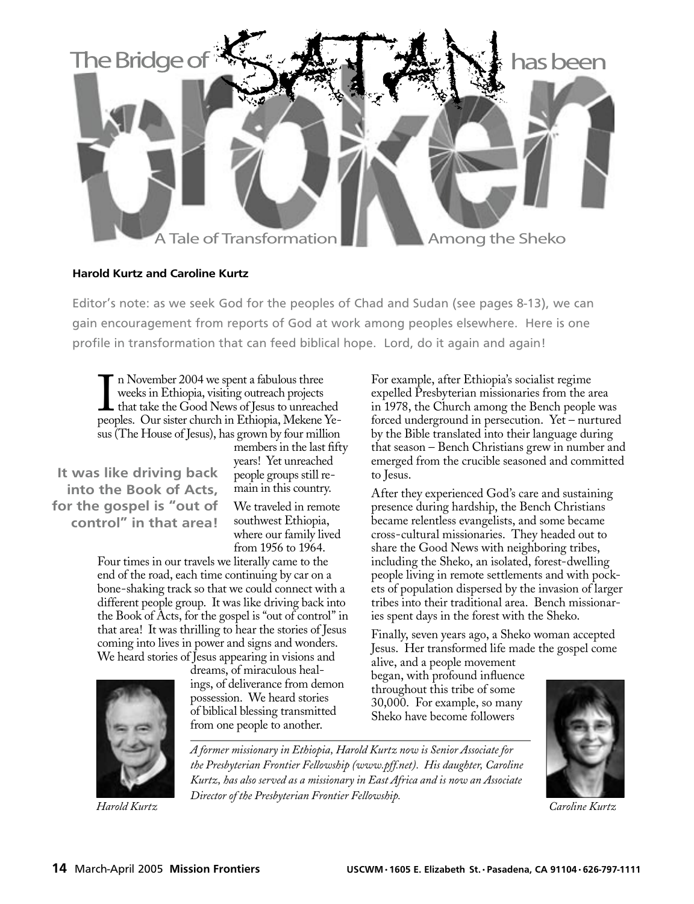# The Bridge of SATAN has been broken

## A Tale of Transformation Among the Sheko

**Harold Kurtz and Caroline Kurtz**

Editor's note: as we seek God for the peoples of Chad and Sudan (see pages 8-13), we can gain encouragement from reports of God at work among peoples elsewhere. Here is one profile in transformation that can feed biblical hope. Lord, do it again and again!

In November 2004 we spent a fabulous three weeks in Ethiopia, visiting outreach projects that take the Good News of Jesus to unreached peoples. Our sister church in Ethiopia, Mekene Yesus (The House of Jesus), has grown by four million members in the last fifty years! Yet unreached people groups still remain in this country.

**It was like driving back into the Book of Acts, for the gospel is "out of control" in that area!**

We traveled in remote southwest Ethiopia, where our family lived from 1956 to 1964.

Four times in our travels we literally came to the end of the road, each time continuing by car on a bone-shaking track so that we could connect with a different people group. It was like driving back into the Book of Acts, for the gospel is "out of control" in that area! It was thrilling to hear the stories of Jesus coming into lives in power and signs and wonders. We heard stories of Jesus appearing in visions and dreams, of miraculous healings, of deliverance from demon possession. We heard stories of biblical blessing transmitted from one people to another.

For example, after Ethiopia's socialist regime expelled Presbyterian missionaries from the area in 1978, the Church among the Bench people was forced underground in persecution. Yet – nurtured by the Bible translated into their language during that season – Bench Christians grew in number and emerged from the crucible seasoned and committed to Jesus.

After they experienced God's care and sustaining presence during hardship, the Bench Christians became relentless evangelists, and some became cross-cultural missionaries. They headed out to share the Good News with neighboring tribes, including the Sheko, an isolated, forest-dwelling people living in remote settlements and with pockets of population dispersed by the invasion of larger tribes into their traditional area. Bench missionaries spent days in the forest with the Sheko.

Finally, seven years ago, a Sheko woman accepted Jesus. Her transformed life made the gospel come alive, and a people movement began, with profound influence throughout this tribe of some 30,000. For example, so many Sheko have become followers

*A former missionary in Ethiopia, Harold Kurtz now is Senior Associate for the Presbyterian Frontier Fellowship (www.pff.net). His daughter, Caroline Kurtz, has also served as a missionary in East Africa and is now an Associate Director of the Presbyterian Frontier Fellowship.*

*Harold Kurtz*

*Caroline Kurtz*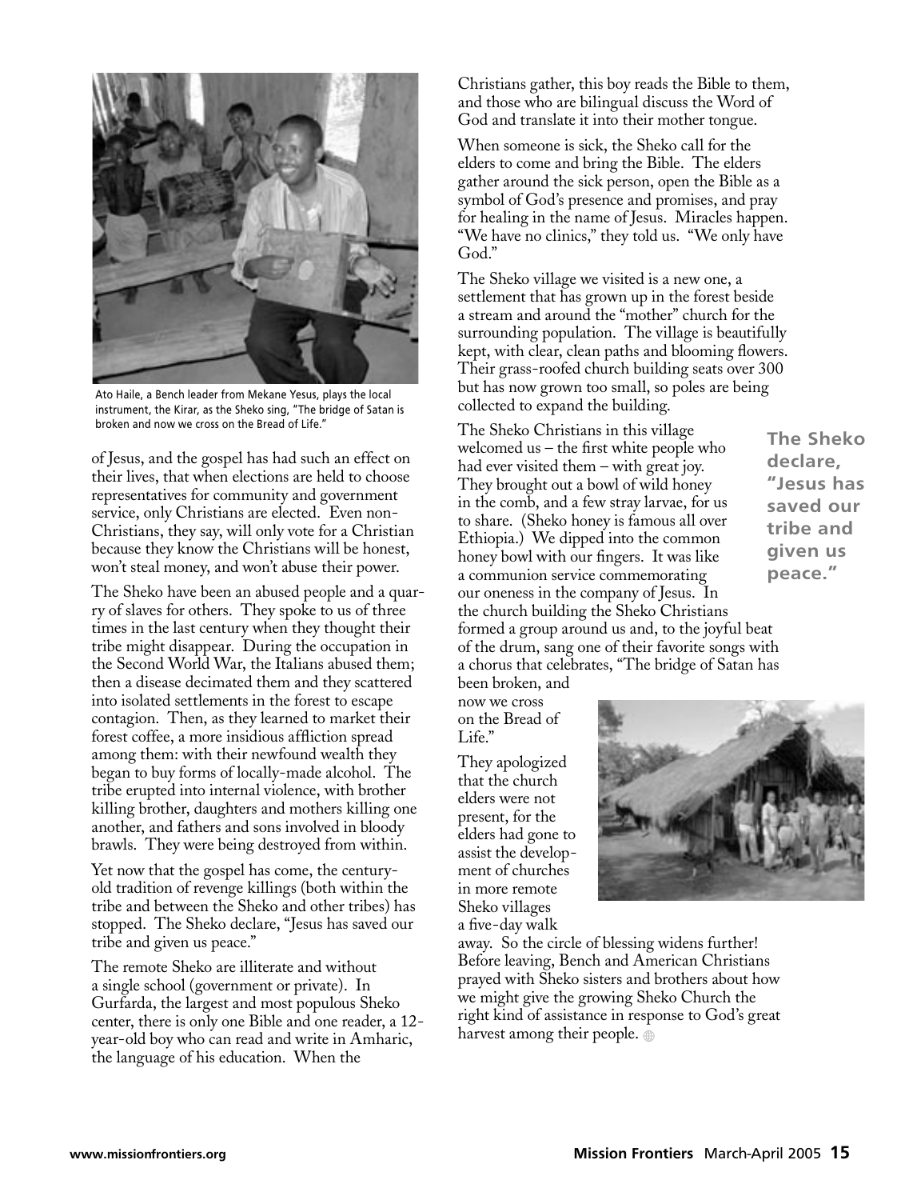Ato Haile, a Bench leader from Mekane Yesus, plays the local instrument, the Kirar, as the Sheko sing, "The bridge of Satan is broken and now we cross on the Bread of Life."

of Jesus, and the gospel has had such an effect on their lives, that when elections are held to choose representatives for community and government service, only Christians are elected. Even non-Christians, they say, will only vote for a Christian because they know the Christians will be honest, won't steal money, and won't abuse their power.

The Sheko have been an abused people and a quarry of slaves for others. They spoke to us of three times in the last century when they thought their tribe might disappear. During the occupation in the Second World War, the Italians abused them; then a disease decimated them and they scattered into isolated settlements in the forest to escape contagion. Then, as they learned to market their forest coffee, a more insidious affliction spread among them: with their newfound wealth they began to buy forms of locally-made alcohol. The tribe erupted into internal violence, with brother killing brother, daughters and mothers killing one another, and fathers and sons involved in bloody brawls. They were being destroyed from within.

Yet now that the gospel has come, the century-old tradition of revenge killings (both within the tribe and between the Sheko and other tribes) has stopped. The Sheko declare, "Jesus has saved our tribe and given us peace."

The remote Sheko are illiterate and without a single school (government or private). In Gurfarda, the largest and most populous Sheko center, there is only one Bible and one reader, a 12-year-old boy who can read and write in Amharic, the language of his education. When the Christians gather, this boy reads the Bible to them, and those who are bilingual discuss the Word of God and translate it into their mother tongue.

When someone is sick, the Sheko call for the elders to come and bring the Bible. The elders gather around the sick person, open the Bible as a symbol of God's presence and promises, and pray for healing in the name of Jesus. Miracles happen. "We have no clinics," they told us. "We only have God."

The Sheko village we visited is a new one, a settlement that has grown up in the forest beside a stream and around the "mother" church for the surrounding population. The village is beautifully kept, with clear, clean paths and blooming flowers. Their grass-roofed church building seats over 300 but has now grown too small, so poles are being collected to expand the building.

**The Sheko declare, "Jesus has saved our tribe and given us peace."**

The Sheko Christians in this village welcomed us – the first white people who had ever visited them – with great joy. They brought out a bowl of wild honey in the comb, and a few stray larvae, for us to share. (Sheko honey is famous all over Ethiopia.) We dipped into the common honey bowl with our fingers. It was like a communion service commemorating our oneness in the company of Jesus. In the church building the Sheko Christians formed a group around us and, to the joyful beat of the drum, sang one of their favorite songs with a chorus that celebrates, "The bridge of Satan has been broken, and now we cross on the Bread of Life."

They apologized that the church elders were not present, for the elders had gone to assist the development of churches in more remote Sheko villages a five-day walk away. So the circle of blessing widens further! Before leaving, Bench and American Christians prayed with Sheko sisters and brothers about how we might give the growing Sheko Church the right kind of assistance in response to God's great harvest among their people.